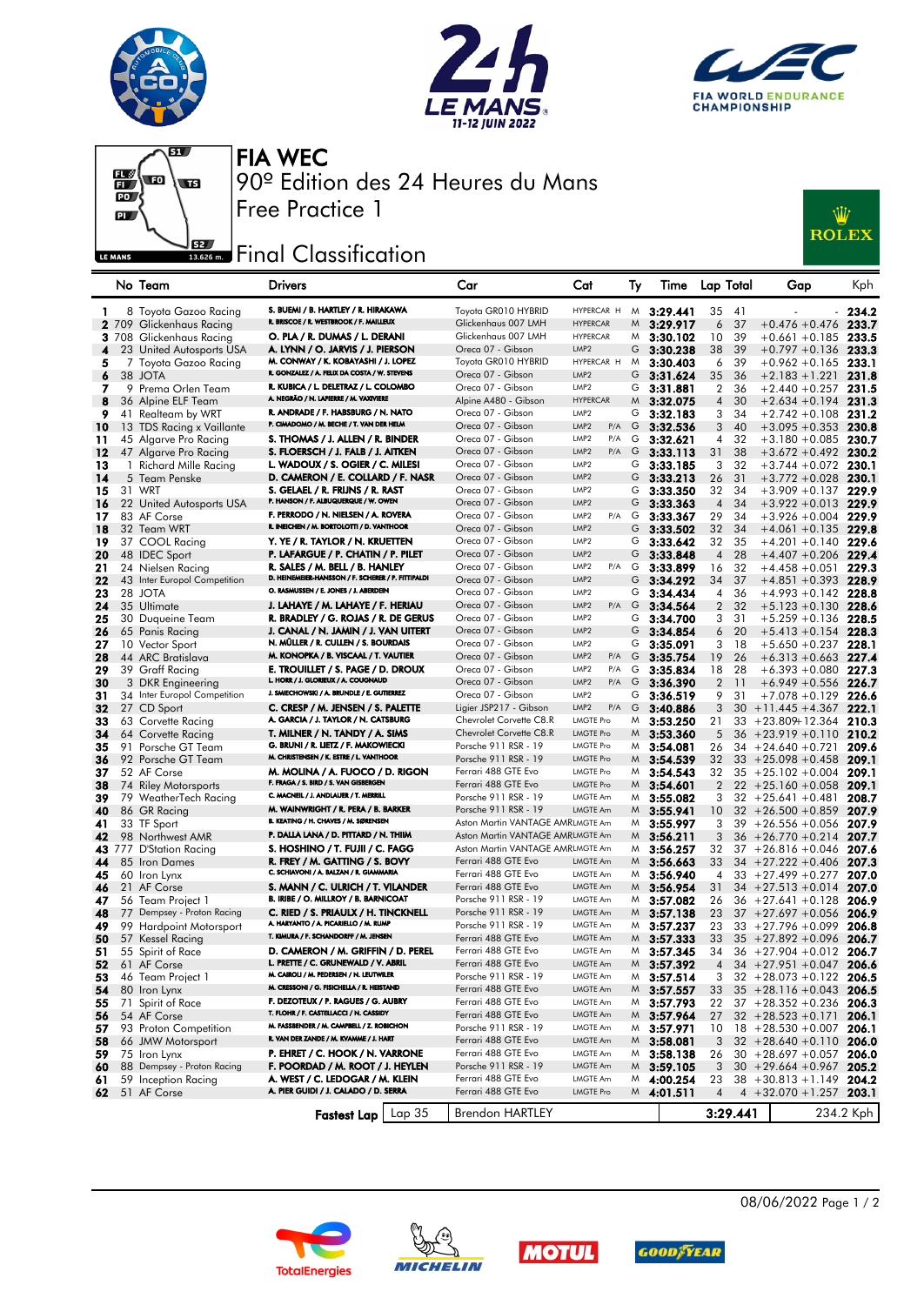# FIA WEC

## 90º Edition des 24 Heures du Mans

## Free Practice 1

## Final Classification

| | No | Team | Drivers | Car | Cat | | Ty | Time | Lap | Total | Gap | | Kph |
|---|---|---|---|---|---|---|---|---|---|---|---|---|---|
| 1 | 8 | Toyota Gazoo Racing | S. BUEMI / B. HARTLEY / R. HIRAKAWA | Toyota GR010 HYBRID | HYPERCAR | H | M | 3:29.441 | 35 | 41 | - | - | 234.2 |
| 2 | 709 | Glickenhaus Racing | R. BRISCOE / R. WESTBROOK / F. MAILLEUX | Glickenhaus 007 LMH | HYPERCAR | | M | 3:29.917 | 6 | 37 | +0.476 | +0.476 | 233.7 |
| 3 | 708 | Glickenhaus Racing | O. PLA / R. DUMAS / L. DERANI | Glickenhaus 007 LMH | HYPERCAR | | M | 3:30.102 | 10 | 39 | +0.661 | +0.185 | 233.5 |
| 4 | 23 | United Autosports USA | A. LYNN / O. JARVIS / J. PIERSON | Oreca 07 - Gibson | LMP2 | | G | 3:30.238 | 38 | 39 | +0.797 | +0.136 | 233.3 |
| 5 | 7 | Toyota Gazoo Racing | M. CONWAY / K. KOBAYASHI / J. LOPEZ | Toyota GR010 HYBRID | HYPERCAR | H | M | 3:30.403 | 6 | 39 | +0.962 | +0.165 | 233.1 |
| 6 | 38 | JOTA | R. GONZALEZ / A. FELIX DA COSTA / W. STEVENS | Oreca 07 - Gibson | LMP2 | | G | 3:31.624 | 35 | 36 | +2.183 | +1.221 | 231.8 |
| 7 | 9 | Prema Orlen Team | R. KUBICA / L. DELETRAZ / L. COLOMBO | Oreca 07 - Gibson | LMP2 | | G | 3:31.881 | 2 | 36 | +2.440 | +0.257 | 231.5 |
| 8 | 36 | Alpine ELF Team | A. NEGRÃO / N. LAPIERRE / M. VAXIVIERE | Alpine A480 - Gibson | HYPERCAR | | M | 3:32.075 | 4 | 30 | +2.634 | +0.194 | 231.3 |
| 9 | 41 | Realteam by WRT | R. ANDRADE / F. HABSBURG / N. NATO | Oreca 07 - Gibson | LMP2 | | G | 3:32.183 | 3 | 34 | +2.742 | +0.108 | 231.2 |
| 10 | 13 | TDS Racing x Vaillante | P. CIMADOMO / M. BECHE / T. VAN DER HELM | Oreca 07 - Gibson | LMP2 | P/A | G | 3:32.536 | 3 | 40 | +3.095 | +0.353 | 230.8 |
| 11 | 45 | Algarve Pro Racing | S. THOMAS / J. ALLEN / R. BINDER | Oreca 07 - Gibson | LMP2 | P/A | G | 3:32.621 | 4 | 32 | +3.180 | +0.085 | 230.7 |
| 12 | 47 | Algarve Pro Racing | S. FLOERSCH / J. FALB / J. AITKEN | Oreca 07 - Gibson | LMP2 | P/A | G | 3:33.113 | 31 | 38 | +3.672 | +0.492 | 230.2 |
| 13 | 1 | Richard Mille Racing | L. WADOUX / S. OGIER / C. MILESI | Oreca 07 - Gibson | LMP2 | | G | 3:33.185 | 3 | 32 | +3.744 | +0.072 | 230.1 |
| 14 | 5 | Team Penske | D. CAMERON / E. COLLARD / F. NASR | Oreca 07 - Gibson | LMP2 | | G | 3:33.213 | 26 | 31 | +3.772 | +0.028 | 230.1 |
| 15 | 31 | WRT | S. GELAEL / R. FRIJNS / R. RAST | Oreca 07 - Gibson | LMP2 | | G | 3:33.350 | 32 | 34 | +3.909 | +0.137 | 229.9 |
| 16 | 22 | United Autosports USA | P. HANSON / F. ALBUQUERQUE / W. OWEN | Oreca 07 - Gibson | LMP2 | | G | 3:33.363 | 4 | 34 | +3.922 | +0.013 | 229.9 |
| 17 | 83 | AF Corse | F. PERRODO / N. NIELSEN / A. ROVERA | Oreca 07 - Gibson | LMP2 | P/A | G | 3:33.367 | 29 | 34 | +3.926 | +0.004 | 229.9 |
| 18 | 32 | Team WRT | R. INEICHEN / M. BORTOLOTTI / D. VANTHOOR | Oreca 07 - Gibson | LMP2 | | G | 3:33.502 | 32 | 34 | +4.061 | +0.135 | 229.8 |
| 19 | 37 | COOL Racing | Y. YE / R. TAYLOR / N. KRUETTEN | Oreca 07 - Gibson | LMP2 | | G | 3:33.642 | 32 | 35 | +4.201 | +0.140 | 229.6 |
| 20 | 48 | IDEC Sport | P. LAFARGUE / P. CHATIN / P. PILET | Oreca 07 - Gibson | LMP2 | | G | 3:33.848 | 4 | 28 | +4.407 | +0.206 | 229.4 |
| 21 | 24 | Nielsen Racing | R. SALES / M. BELL / B. HANLEY | Oreca 07 - Gibson | LMP2 | P/A | G | 3:33.899 | 16 | 32 | +4.458 | +0.051 | 229.3 |
| 22 | 43 | Inter Europol Competition | D. HEINEMEIER-HANSSON / F. SCHERER / P. FITTIPALDI | Oreca 07 - Gibson | LMP2 | | G | 3:34.292 | 34 | 37 | +4.851 | +0.393 | 228.9 |
| 23 | 28 | JOTA | O. RASMUSSEN / E. JONES / J. ABERDEIN | Oreca 07 - Gibson | LMP2 | | G | 3:34.434 | 4 | 36 | +4.993 | +0.142 | 228.8 |
| 24 | 35 | Ultimate | J. LAHAYE / M. LAHAYE / F. HERIAU | Oreca 07 - Gibson | LMP2 | P/A | G | 3:34.564 | 2 | 32 | +5.123 | +0.130 | 228.6 |
| 25 | 30 | Duqueine Team | R. BRADLEY / G. ROJAS / R. DE GERUS | Oreca 07 - Gibson | LMP2 | | G | 3:34.700 | 3 | 31 | +5.259 | +0.136 | 228.5 |
| 26 | 65 | Panis Racing | J. CANAL / N. JAMIN / J. VAN UITERT | Oreca 07 - Gibson | LMP2 | | G | 3:34.854 | 6 | 20 | +5.413 | +0.154 | 228.3 |
| 27 | 10 | Vector Sport | N. MÜLLER / R. CULLEN / S. BOURDAIS | Oreca 07 - Gibson | LMP2 | | G | 3:35.091 | 3 | 18 | +5.650 | +0.237 | 228.1 |
| 28 | 44 | ARC Bratislava | M. KONOPKA / B. VISCAAL / T. VAUTIER | Oreca 07 - Gibson | LMP2 | P/A | G | 3:35.754 | 19 | 26 | +6.313 | +0.663 | 227.4 |
| 29 | 39 | Graff Racing | E. TROUILLET / S. PAGE / D. DROUX | Oreca 07 - Gibson | LMP2 | P/A | G | 3:35.834 | 18 | 28 | +6.393 | +0.080 | 227.3 |
| 30 | 3 | DKR Engineering | L. HORR / J. GLORIEUX / A. COUGNAUD | Oreca 07 - Gibson | LMP2 | P/A | G | 3:36.390 | 2 | 11 | +6.949 | +0.556 | 226.7 |
| 31 | 34 | Inter Europol Competition | J. SMIECHOWSKI / A. BRUNDLE / E. GUTIERREZ | Oreca 07 - Gibson | LMP2 | | G | 3:36.519 | 9 | 31 | +7.078 | +0.129 | 226.6 |
| 32 | 27 | CD Sport | C. CRESP / M. JENSEN / S. PALETTE | Ligier JSP217 - Gibson | LMP2 | P/A | G | 3:40.886 | 3 | 30 | +11.445 | +4.367 | 222.1 |
| 33 | 63 | Corvette Racing | A. GARCIA / J. TAYLOR / N. CATSBURG | Chevrolet Corvette C8.R | LMGTE Pro | | M | 3:53.250 | 21 | 33 | +23.809 | +12.364 | 210.3 |
| 34 | 64 | Corvette Racing | T. MILNER / N. TANDY / A. SIMS | Chevrolet Corvette C8.R | LMGTE Pro | | M | 3:53.360 | 5 | 36 | +23.919 | +0.110 | 210.2 |
| 35 | 91 | Porsche GT Team | G. BRUNI / R. LIETZ / F. MAKOWIECKI | Porsche 911 RSR - 19 | LMGTE Pro | | M | 3:54.081 | 26 | 34 | +24.640 | +0.721 | 209.6 |
| 36 | 92 | Porsche GT Team | M. CHRISTENSEN / K. ESTRE / L. VANTHOOR | Porsche 911 RSR - 19 | LMGTE Pro | | M | 3:54.539 | 32 | 33 | +25.098 | +0.458 | 209.1 |
| 37 | 52 | AF Corse | M. MOLINA / A. FUOCO / D. RIGON | Ferrari 488 GTE Evo | LMGTE Pro | | M | 3:54.543 | 32 | 35 | +25.102 | +0.004 | 209.1 |
| 38 | 74 | Riley Motorsports | F. FRAGA / S. BIRD / S. VAN GISBERGEN | Ferrari 488 GTE Evo | LMGTE Pro | | M | 3:54.601 | 2 | 22 | +25.160 | +0.058 | 209.1 |
| 39 | 79 | WeatherTech Racing | C. MACNEIL / J. ANDLAUER / T. MERRILL | Porsche 911 RSR - 19 | LMGTE Am | | M | 3:55.082 | 3 | 32 | +25.641 | +0.481 | 208.7 |
| 40 | 86 | GR Racing | M. WAINWRIGHT / R. PERA / B. BARKER | Porsche 911 RSR - 19 | LMGTE Am | | M | 3:55.941 | 10 | 32 | +26.500 | +0.859 | 207.9 |
| 41 | 33 | TF Sport | B. KEATING / H. CHAVES / M. SØRENSEN | Aston Martin VANTAGE AMR | LMGTE Am | | M | 3:55.997 | 3 | 39 | +26.556 | +0.056 | 207.9 |
| 42 | 98 | Northwest AMR | P. DALLA LANA / D. PITTARD / N. THIIM | Aston Martin VANTAGE AMR | LMGTE Am | | M | 3:56.211 | 3 | 36 | +26.770 | +0.214 | 207.7 |
| 43 | 777 | D'Station Racing | S. HOSHINO / T. FUJII / C. FAGG | Aston Martin VANTAGE AMR | LMGTE Am | | M | 3:56.257 | 32 | 37 | +26.816 | +0.046 | 207.6 |
| 44 | 85 | Iron Dames | R. FREY / M. GATTING / S. BOVY | Ferrari 488 GTE Evo | LMGTE Am | | M | 3:56.663 | 33 | 34 | +27.222 | +0.406 | 207.3 |
| 45 | 60 | Iron Lynx | C. SCHIAVONI / A. BALZAN / R. GIAMMARIA | Ferrari 488 GTE Evo | LMGTE Am | | M | 3:56.940 | 4 | 33 | +27.499 | +0.277 | 207.0 |
| 46 | 21 | AF Corse | S. MANN / C. ULRICH / T. VILANDER | Ferrari 488 GTE Evo | LMGTE Am | | M | 3:56.954 | 31 | 34 | +27.513 | +0.014 | 207.0 |
| 47 | 56 | Team Project 1 | B. IRIBE / O. MILLROY / B. BARNICOAT | Porsche 911 RSR - 19 | LMGTE Am | | M | 3:57.082 | 26 | 36 | +27.641 | +0.128 | 206.9 |
| 48 | 77 | Dempsey - Proton Racing | C. RIED / S. PRIAULX / H. TINCKNELL | Porsche 911 RSR - 19 | LMGTE Am | | M | 3:57.138 | 23 | 37 | +27.697 | +0.056 | 206.9 |
| 49 | 99 | Hardpoint Motorsport | A. HARYANTO / A. PICARIELLO / M. RUMP | Porsche 911 RSR - 19 | LMGTE Am | | M | 3:57.237 | 23 | 33 | +27.796 | +0.099 | 206.8 |
| 50 | 57 | Kessel Racing | T. KIMURA / F. SCHANDORFF / M. JENSEN | Ferrari 488 GTE Evo | LMGTE Am | | M | 3:57.333 | 33 | 35 | +27.892 | +0.096 | 206.7 |
| 51 | 55 | Spirit of Race | D. CAMERON / M. GRIFFIN / D. PEREL | Ferrari 488 GTE Evo | LMGTE Am | | M | 3:57.345 | 34 | 36 | +27.904 | +0.012 | 206.7 |
| 52 | 61 | AF Corse | L. PRETTE / C. GRUNEWALD / V. ABRIL | Ferrari 488 GTE Evo | LMGTE Am | | M | 3:57.392 | 4 | 34 | +27.951 | +0.047 | 206.6 |
| 53 | 46 | Team Project 1 | M. CAIROLI / M. PEDERSEN / N. LEUTWILER | Porsche 911 RSR - 19 | LMGTE Am | | M | 3:57.514 | 3 | 32 | +28.073 | +0.122 | 206.5 |
| 54 | 80 | Iron Lynx | M. CRESSONI / G. FISICHELLA / R. HEISTAND | Ferrari 488 GTE Evo | LMGTE Am | | M | 3:57.557 | 33 | 35 | +28.116 | +0.043 | 206.5 |
| 55 | 71 | Spirit of Race | F. DEZOTEUX / P. RAGUES / G. AUBRY | Ferrari 488 GTE Evo | LMGTE Am | | M | 3:57.793 | 22 | 37 | +28.352 | +0.236 | 206.3 |
| 56 | 54 | AF Corse | T. FLOHR / F. CASTELLACCI / N. CASSIDY | Ferrari 488 GTE Evo | LMGTE Am | | M | 3:57.964 | 27 | 32 | +28.523 | +0.171 | 206.1 |
| 57 | 93 | Proton Competition | M. FASSBENDER / M. CAMPBELL / Z. ROBICHON | Porsche 911 RSR - 19 | LMGTE Am | | M | 3:57.971 | 10 | 18 | +28.530 | +0.007 | 206.1 |
| 58 | 66 | JMW Motorsport | R. VAN DER ZANDE / M. KVAMME / J. HART | Ferrari 488 GTE Evo | LMGTE Am | | M | 3:58.081 | 3 | 32 | +28.640 | +0.110 | 206.0 |
| 59 | 75 | Iron Lynx | P. EHRET / C. HOOK / N. VARRONE | Ferrari 488 GTE Evo | LMGTE Am | | M | 3:58.138 | 26 | 30 | +28.697 | +0.057 | 206.0 |
| 60 | 88 | Dempsey - Proton Racing | F. POORDAD / M. ROOT / J. HEYLEN | Porsche 911 RSR - 19 | LMGTE Am | | M | 3:59.105 | 3 | 30 | +29.664 | +0.967 | 205.2 |
| 61 | 59 | Inception Racing | A. WEST / C. LEDOGAR / M. KLEIN | Ferrari 488 GTE Evo | LMGTE Am | | M | 4:00.254 | 23 | 38 | +30.813 | +1.149 | 204.2 |
| 62 | 51 | AF Corse | A. PIER GUIDI / J. CALADO / D. SERRA | Ferrari 488 GTE Evo | LMGTE Pro | | M | 4:01.511 | 4 | 4 | +32.070 | +1.257 | 203.1 |

**Fastest Lap** | Lap 35 | Brendon HARTLEY | **3:29.441** | 234.2 Kph

08/06/2022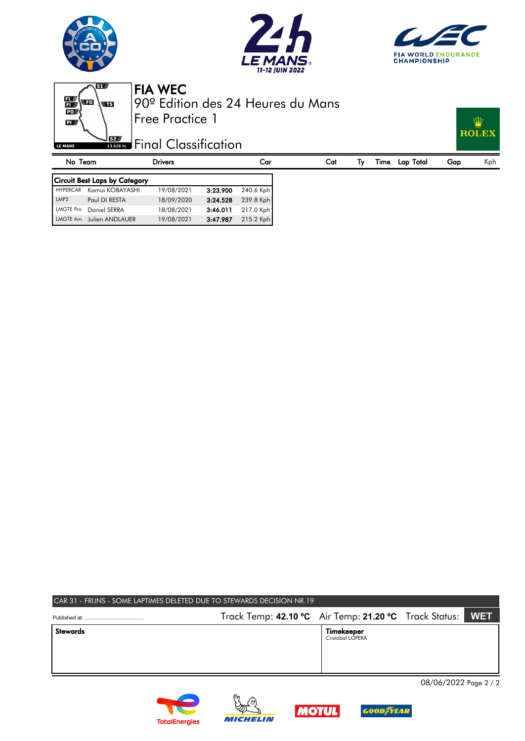# FIA WEC

## 90º Edition des 24 Heures du Mans

## Free Practice 1

## Final Classification

| No | Team | Drivers | Car | Cat | Ty | Time | Lap Total | Gap | Kph |
|---|---|---|---|---|---|---|---|---|---|

**Circuit Best Laps by Category**

| | | | | |
|---|---|---|---|---|
| HYPERCAR | Kamui KOBAYASHI | 19/08/2021 | **3:23.900** | 240.6 Kph |
| LMP2 | Paul DI RESTA | 18/09/2020 | **3:24.528** | 239.8 Kph |
| LMGTE Pro | Daniel SERRA | 18/08/2021 | **3:46.011** | 217.0 Kph |
| LMGTE Am | Julien ANDLAUER | 19/08/2021 | **3:47.987** | 215.2 Kph |

CAR 31 - FRIJNS - SOME LAPTIMES DELETED DUE TO STEWARDS DECISION NR.19

Published at: ........................................

Track Temp: **42.10 °C** Air Temp: **21.20 °C** Track Status: **WET**

**Stewards**

**Timekeeper**
Cristobal LOPERA

08/06/2022